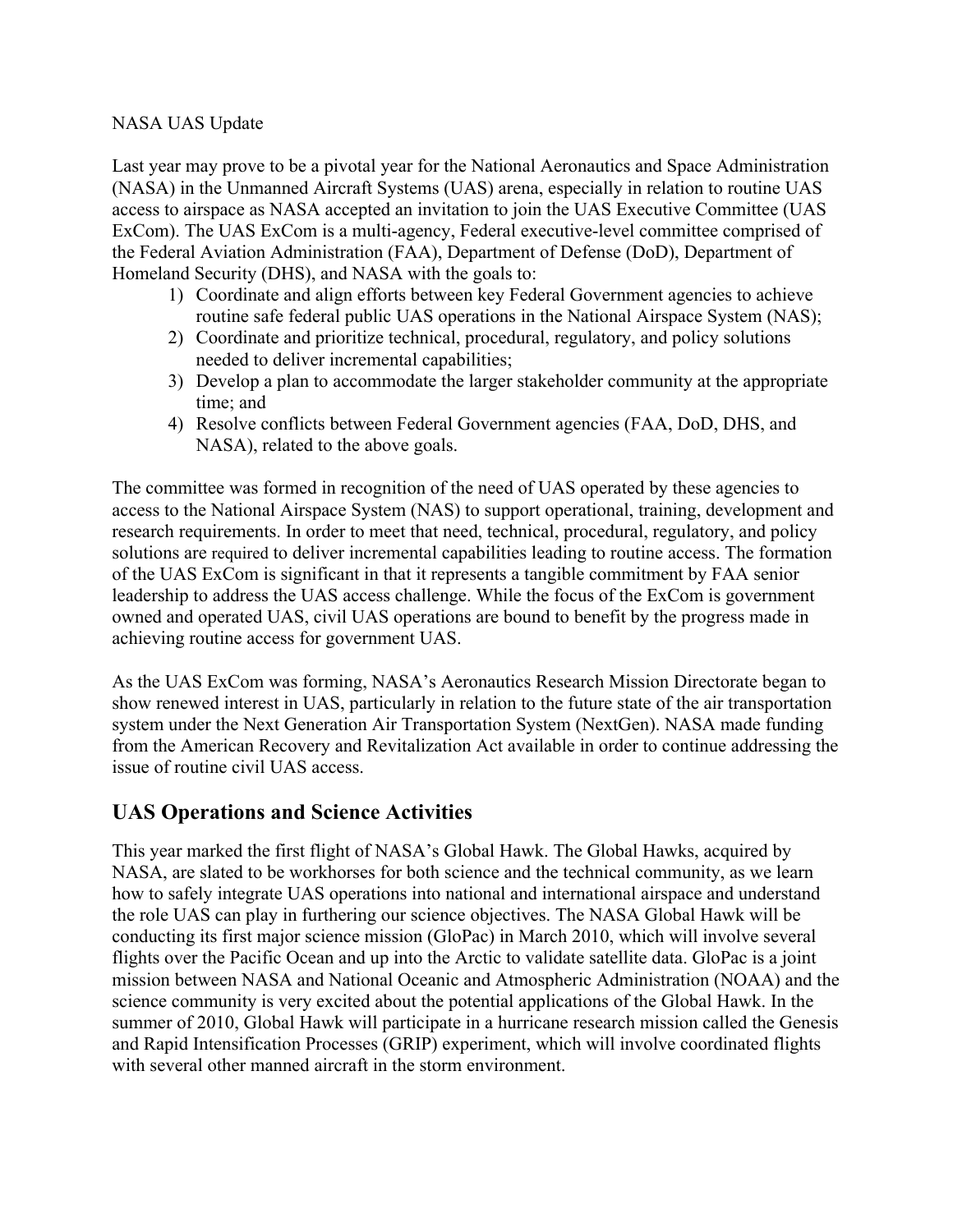NASA UAS Update

Last year may prove to be a pivotal year for the National Aeronautics and Space Administration (NASA) in the Unmanned Aircraft Systems (UAS) arena, especially in relation to routine UAS access to airspace as NASA accepted an invitation to join the UAS Executive Committee (UAS ExCom). The UAS ExCom is a multi-agency, Federal executive-level committee comprised of the Federal Aviation Administration (FAA), Department of Defense (DoD), Department of Homeland Security (DHS), and NASA with the goals to:

1) Coordinate and align efforts between key Federal Government agencies to achieve routine safe federal public UAS operations in the National Airspace System (NAS);
2) Coordinate and prioritize technical, procedural, regulatory, and policy solutions needed to deliver incremental capabilities;
3) Develop a plan to accommodate the larger stakeholder community at the appropriate time; and
4) Resolve conflicts between Federal Government agencies (FAA, DoD, DHS, and NASA), related to the above goals.

The committee was formed in recognition of the need of UAS operated by these agencies to access to the National Airspace System (NAS) to support operational, training, development and research requirements. In order to meet that need, technical, procedural, regulatory, and policy solutions are required to deliver incremental capabilities leading to routine access. The formation of the UAS ExCom is significant in that it represents a tangible commitment by FAA senior leadership to address the UAS access challenge. While the focus of the ExCom is government owned and operated UAS, civil UAS operations are bound to benefit by the progress made in achieving routine access for government UAS.

As the UAS ExCom was forming, NASA's Aeronautics Research Mission Directorate began to show renewed interest in UAS, particularly in relation to the future state of the air transportation system under the Next Generation Air Transportation System (NextGen). NASA made funding from the American Recovery and Revitalization Act available in order to continue addressing the issue of routine civil UAS access.

## UAS Operations and Science Activities

This year marked the first flight of NASA's Global Hawk. The Global Hawks, acquired by NASA, are slated to be workhorses for both science and the technical community, as we learn how to safely integrate UAS operations into national and international airspace and understand the role UAS can play in furthering our science objectives. The NASA Global Hawk will be conducting its first major science mission (GloPac) in March 2010, which will involve several flights over the Pacific Ocean and up into the Arctic to validate satellite data. GloPac is a joint mission between NASA and National Oceanic and Atmospheric Administration (NOAA) and the science community is very excited about the potential applications of the Global Hawk. In the summer of 2010, Global Hawk will participate in a hurricane research mission called the Genesis and Rapid Intensification Processes (GRIP) experiment, which will involve coordinated flights with several other manned aircraft in the storm environment.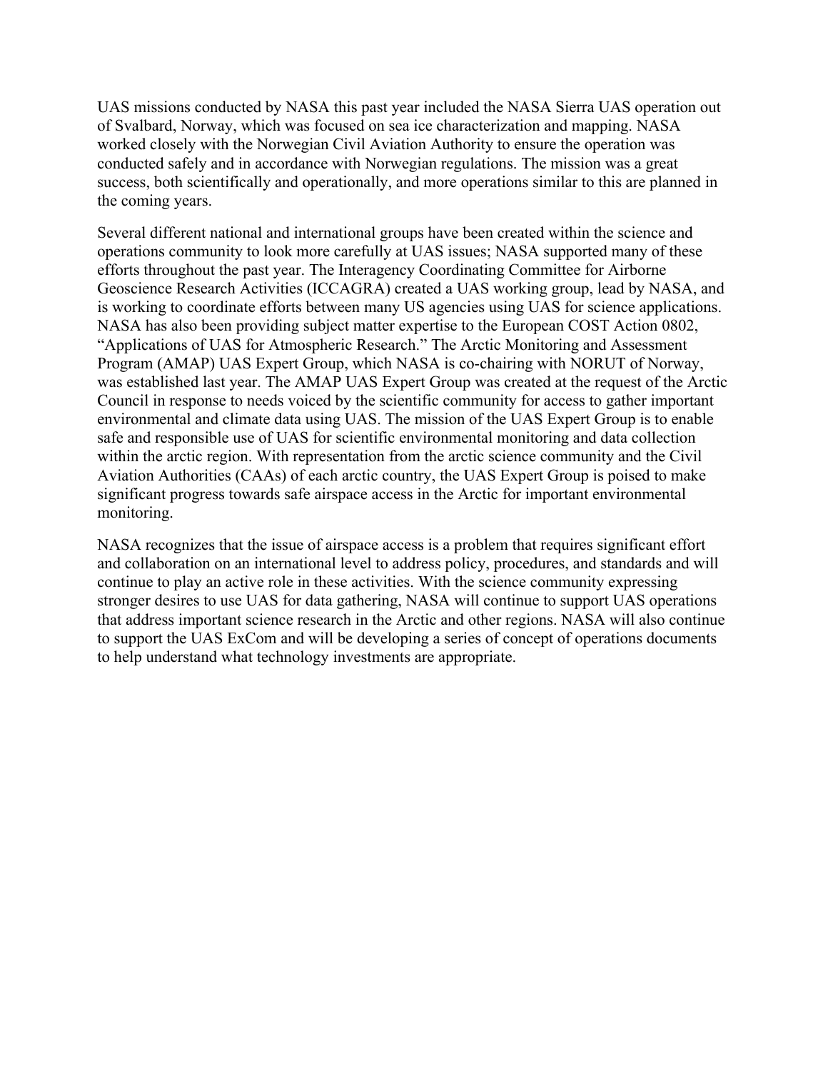UAS missions conducted by NASA this past year included the NASA Sierra UAS operation out of Svalbard, Norway, which was focused on sea ice characterization and mapping. NASA worked closely with the Norwegian Civil Aviation Authority to ensure the operation was conducted safely and in accordance with Norwegian regulations. The mission was a great success, both scientifically and operationally, and more operations similar to this are planned in the coming years.

Several different national and international groups have been created within the science and operations community to look more carefully at UAS issues; NASA supported many of these efforts throughout the past year. The Interagency Coordinating Committee for Airborne Geoscience Research Activities (ICCAGRA) created a UAS working group, lead by NASA, and is working to coordinate efforts between many US agencies using UAS for science applications. NASA has also been providing subject matter expertise to the European COST Action 0802, "Applications of UAS for Atmospheric Research." The Arctic Monitoring and Assessment Program (AMAP) UAS Expert Group, which NASA is co-chairing with NORUT of Norway, was established last year. The AMAP UAS Expert Group was created at the request of the Arctic Council in response to needs voiced by the scientific community for access to gather important environmental and climate data using UAS. The mission of the UAS Expert Group is to enable safe and responsible use of UAS for scientific environmental monitoring and data collection within the arctic region. With representation from the arctic science community and the Civil Aviation Authorities (CAAs) of each arctic country, the UAS Expert Group is poised to make significant progress towards safe airspace access in the Arctic for important environmental monitoring.

NASA recognizes that the issue of airspace access is a problem that requires significant effort and collaboration on an international level to address policy, procedures, and standards and will continue to play an active role in these activities. With the science community expressing stronger desires to use UAS for data gathering, NASA will continue to support UAS operations that address important science research in the Arctic and other regions. NASA will also continue to support the UAS ExCom and will be developing a series of concept of operations documents to help understand what technology investments are appropriate.